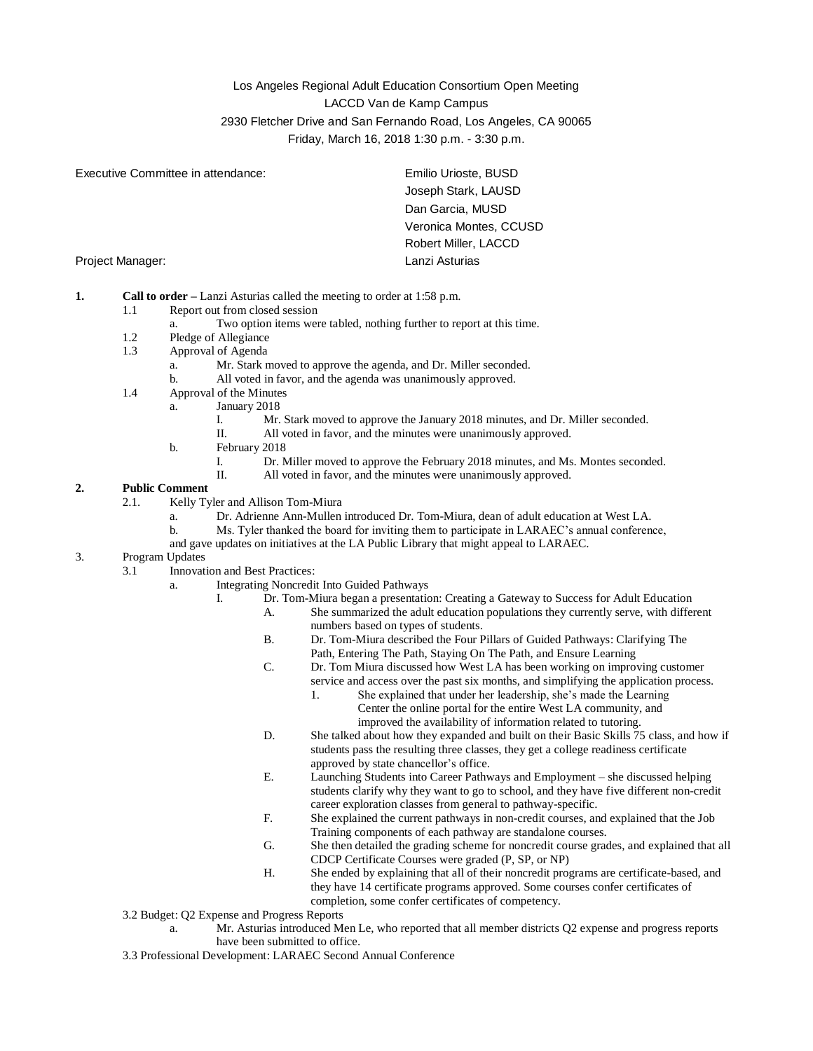Los Angeles Regional Adult Education Consortium Open Meeting
LACCD Van de Kamp Campus
2930 Fletcher Drive and San Fernando Road, Los Angeles, CA 90065
Friday, March 16, 2018 1:30 p.m. - 3:30 p.m.

Executive Committee in attendance:
- Emilio Urioste, BUSD
- Joseph Stark, LAUSD
- Dan Garcia, MUSD
- Veronica Montes, CCUSD
- Robert Miller, LACCD

Project Manager: Lanzi Asturias

1. **Call to order** – Lanzi Asturias called the meeting to order at 1:58 p.m.
   - 1.1 Report out from closed session
     - a. Two option items were tabled, nothing further to report at this time.
   - 1.2 Pledge of Allegiance
   - 1.3 Approval of Agenda
     - a. Mr. Stark moved to approve the agenda, and Dr. Miller seconded.
     - b. All voted in favor, and the agenda was unanimously approved.
   - 1.4 Approval of the Minutes
     - a. January 2018
       - I. Mr. Stark moved to approve the January 2018 minutes, and Dr. Miller seconded.
       - II. All voted in favor, and the minutes were unanimously approved.
     - b. February 2018
       - I. Dr. Miller moved to approve the February 2018 minutes, and Ms. Montes seconded.
       - II. All voted in favor, and the minutes were unanimously approved.
2. **Public Comment**
   - 2.1. Kelly Tyler and Allison Tom-Miura
     - a. Dr. Adrienne Ann-Mullen introduced Dr. Tom-Miura, dean of adult education at West LA.
     - b. Ms. Tyler thanked the board for inviting them to participate in LARAEC's annual conference, and gave updates on initiatives at the LA Public Library that might appeal to LARAEC.
3. Program Updates
   - 3.1 Innovation and Best Practices:
     - a. Integrating Noncredit Into Guided Pathways
       - I. Dr. Tom-Miura began a presentation: Creating a Gateway to Success for Adult Education
         - A. She summarized the adult education populations they currently serve, with different numbers based on types of students.
         - B. Dr. Tom-Miura described the Four Pillars of Guided Pathways: Clarifying The Path, Entering The Path, Staying On The Path, and Ensure Learning
         - C. Dr. Tom Miura discussed how West LA has been working on improving customer service and access over the past six months, and simplifying the application process.
           - 1. She explained that under her leadership, she's made the Learning Center the online portal for the entire West LA community, and improved the availability of information related to tutoring.
         - D. She talked about how they expanded and built on their Basic Skills 75 class, and how if students pass the resulting three classes, they get a college readiness certificate approved by state chancellor's office.
         - E. Launching Students into Career Pathways and Employment – she discussed helping students clarify why they want to go to school, and they have five different non-credit career exploration classes from general to pathway-specific.
         - F. She explained the current pathways in non-credit courses, and explained that the Job Training components of each pathway are standalone courses.
         - G. She then detailed the grading scheme for noncredit course grades, and explained that all CDCP Certificate Courses were graded (P, SP, or NP)
         - H. She ended by explaining that all of their noncredit programs are certificate-based, and they have 14 certificate programs approved. Some courses confer certificates of completion, some confer certificates of competency.
   - 3.2 Budget: Q2 Expense and Progress Reports
     - a. Mr. Asturias introduced Men Le, who reported that all member districts Q2 expense and progress reports have been submitted to office.
   - 3.3 Professional Development: LARAEC Second Annual Conference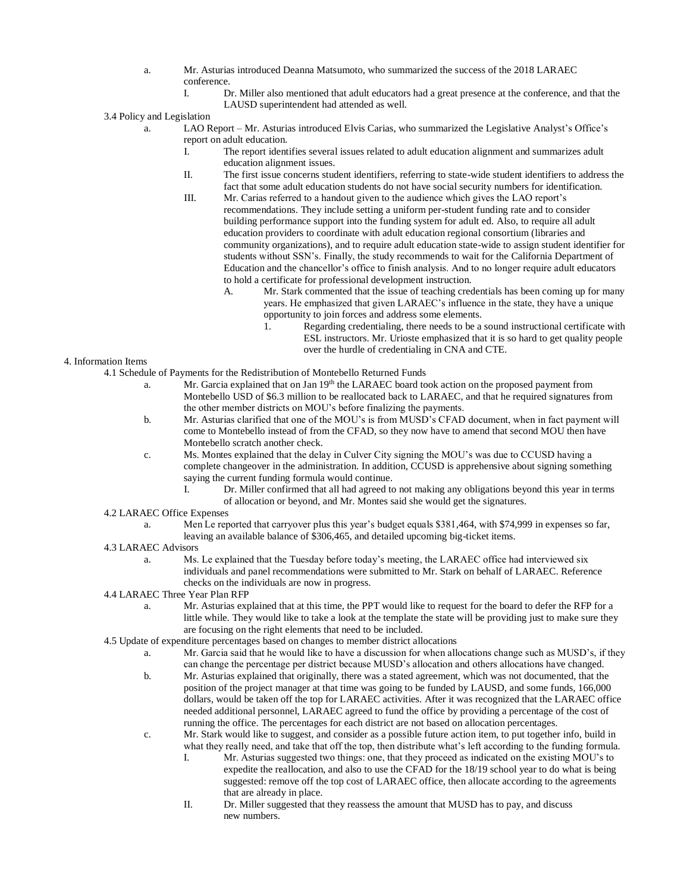a. Mr. Asturias introduced Deanna Matsumoto, who summarized the success of the 2018 LARAEC conference.
   I. Dr. Miller also mentioned that adult educators had a great presence at the conference, and that the LAUSD superintendent had attended as well.

3.4 Policy and Legislation

a. LAO Report – Mr. Asturias introduced Elvis Carias, who summarized the Legislative Analyst's Office's report on adult education.
   I. The report identifies several issues related to adult education alignment and summarizes adult education alignment issues.
   II. The first issue concerns student identifiers, referring to state-wide student identifiers to address the fact that some adult education students do not have social security numbers for identification.
   III. Mr. Carias referred to a handout given to the audience which gives the LAO report's recommendations. They include setting a uniform per-student funding rate and to consider building performance support into the funding system for adult ed. Also, to require all adult education providers to coordinate with adult education regional consortium (libraries and community organizations), and to require adult education state-wide to assign student identifier for students without SSN's. Finally, the study recommends to wait for the California Department of Education and the chancellor's office to finish analysis. And to no longer require adult educators to hold a certificate for professional development instruction.
      A. Mr. Stark commented that the issue of teaching credentials has been coming up for many years. He emphasized that given LARAEC's influence in the state, they have a unique opportunity to join forces and address some elements.
         1. Regarding credentialing, there needs to be a sound instructional certificate with ESL instructors. Mr. Urioste emphasized that it is so hard to get quality people over the hurdle of credentialing in CNA and CTE.

4. Information Items

4.1 Schedule of Payments for the Redistribution of Montebello Returned Funds

a. Mr. Garcia explained that on Jan 19th the LARAEC board took action on the proposed payment from Montebello USD of $6.3 million to be reallocated back to LARAEC, and that he required signatures from the other member districts on MOU's before finalizing the payments.
b. Mr. Asturias clarified that one of the MOU's is from MUSD's CFAD document, when in fact payment will come to Montebello instead of from the CFAD, so they now have to amend that second MOU then have Montebello scratch another check.
c. Ms. Montes explained that the delay in Culver City signing the MOU's was due to CCUSD having a complete changeover in the administration. In addition, CCUSD is apprehensive about signing something saying the current funding formula would continue.
   I. Dr. Miller confirmed that all had agreed to not making any obligations beyond this year in terms of allocation or beyond, and Mr. Montes said she would get the signatures.

4.2 LARAEC Office Expenses

a. Men Le reported that carryover plus this year's budget equals $381,464, with $74,999 in expenses so far, leaving an available balance of $306,465, and detailed upcoming big-ticket items.

4.3 LARAEC Advisors

a. Ms. Le explained that the Tuesday before today's meeting, the LARAEC office had interviewed six individuals and panel recommendations were submitted to Mr. Stark on behalf of LARAEC. Reference checks on the individuals are now in progress.

4.4 LARAEC Three Year Plan RFP

a. Mr. Asturias explained that at this time, the PPT would like to request for the board to defer the RFP for a little while. They would like to take a look at the template the state will be providing just to make sure they are focusing on the right elements that need to be included.

4.5 Update of expenditure percentages based on changes to member district allocations

a. Mr. Garcia said that he would like to have a discussion for when allocations change such as MUSD's, if they can change the percentage per district because MUSD's allocation and others allocations have changed.
b. Mr. Asturias explained that originally, there was a stated agreement, which was not documented, that the position of the project manager at that time was going to be funded by LAUSD, and some funds, 166,000 dollars, would be taken off the top for LARAEC activities. After it was recognized that the LARAEC office needed additional personnel, LARAEC agreed to fund the office by providing a percentage of the cost of running the office. The percentages for each district are not based on allocation percentages.
c. Mr. Stark would like to suggest, and consider as a possible future action item, to put together info, build in what they really need, and take that off the top, then distribute what's left according to the funding formula.
   I. Mr. Asturias suggested two things: one, that they proceed as indicated on the existing MOU's to expedite the reallocation, and also to use the CFAD for the 18/19 school year to do what is being suggested: remove off the top cost of LARAEC office, then allocate according to the agreements that are already in place.
   II. Dr. Miller suggested that they reassess the amount that MUSD has to pay, and discuss new numbers.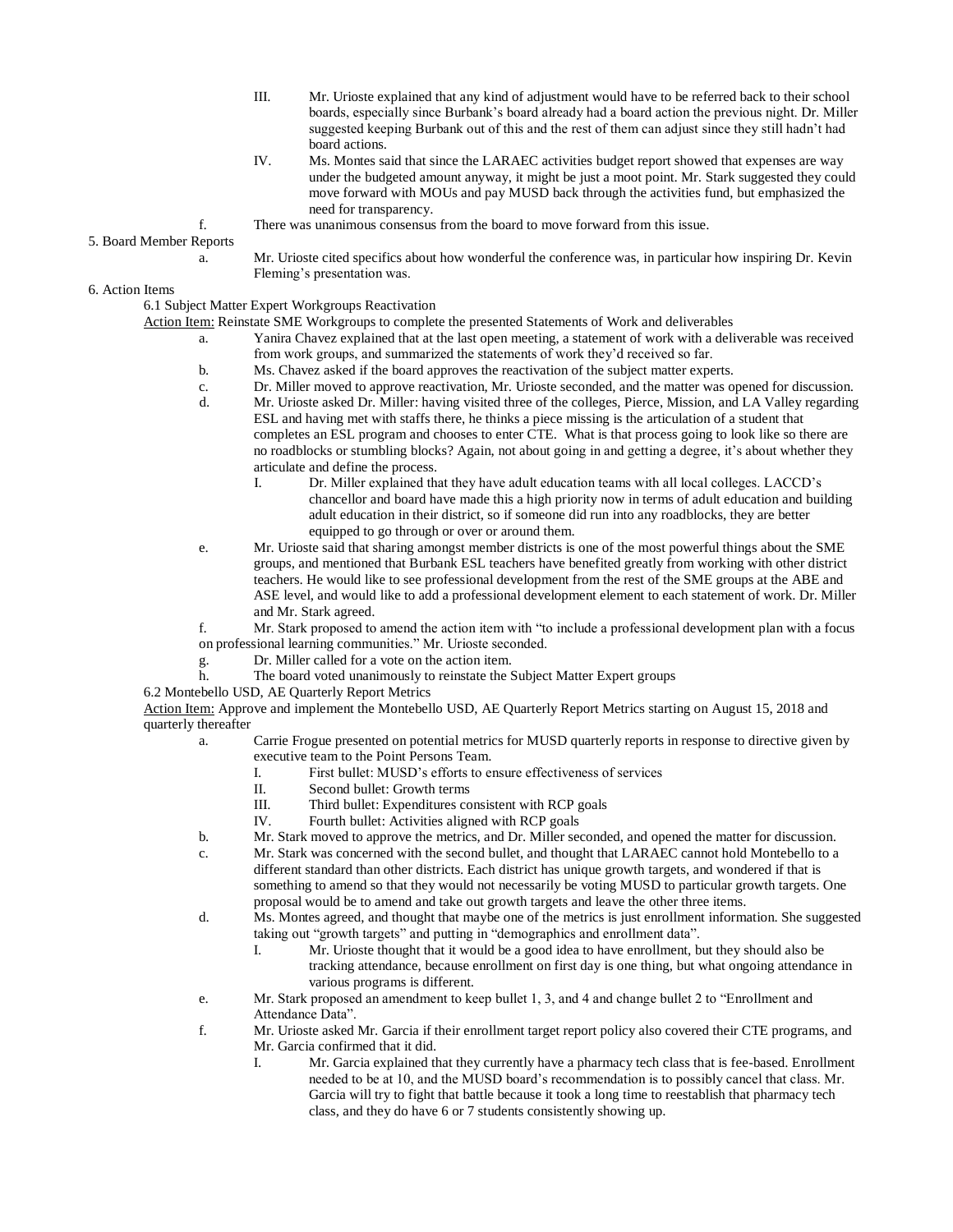III. Mr. Urioste explained that any kind of adjustment would have to be referred back to their school boards, especially since Burbank's board already had a board action the previous night. Dr. Miller suggested keeping Burbank out of this and the rest of them can adjust since they still hadn't had board actions.

IV. Ms. Montes said that since the LARAEC activities budget report showed that expenses are way under the budgeted amount anyway, it might be just a moot point. Mr. Stark suggested they could move forward with MOUs and pay MUSD back through the activities fund, but emphasized the need for transparency.

f. There was unanimous consensus from the board to move forward from this issue.

5. Board Member Reports

a. Mr. Urioste cited specifics about how wonderful the conference was, in particular how inspiring Dr. Kevin Fleming's presentation was.

6. Action Items

6.1 Subject Matter Expert Workgroups Reactivation

<u>Action Item:</u> Reinstate SME Workgroups to complete the presented Statements of Work and deliverables

a. Yanira Chavez explained that at the last open meeting, a statement of work with a deliverable was received from work groups, and summarized the statements of work they'd received so far.

b. Ms. Chavez asked if the board approves the reactivation of the subject matter experts.

c. Dr. Miller moved to approve reactivation, Mr. Urioste seconded, and the matter was opened for discussion.

d. Mr. Urioste asked Dr. Miller: having visited three of the colleges, Pierce, Mission, and LA Valley regarding ESL and having met with staffs there, he thinks a piece missing is the articulation of a student that completes an ESL program and chooses to enter CTE. What is that process going to look like so there are no roadblocks or stumbling blocks? Again, not about going in and getting a degree, it's about whether they articulate and define the process.

I. Dr. Miller explained that they have adult education teams with all local colleges. LACCD's chancellor and board have made this a high priority now in terms of adult education and building adult education in their district, so if someone did run into any roadblocks, they are better equipped to go through or over or around them.

e. Mr. Urioste said that sharing amongst member districts is one of the most powerful things about the SME groups, and mentioned that Burbank ESL teachers have benefited greatly from working with other district teachers. He would like to see professional development from the rest of the SME groups at the ABE and ASE level, and would like to add a professional development element to each statement of work. Dr. Miller and Mr. Stark agreed.

f. Mr. Stark proposed to amend the action item with "to include a professional development plan with a focus on professional learning communities." Mr. Urioste seconded.

g. Dr. Miller called for a vote on the action item.

h. The board voted unanimously to reinstate the Subject Matter Expert groups

6.2 Montebello USD, AE Quarterly Report Metrics

<u>Action Item:</u> Approve and implement the Montebello USD, AE Quarterly Report Metrics starting on August 15, 2018 and quarterly thereafter

a. Carrie Frogue presented on potential metrics for MUSD quarterly reports in response to directive given by executive team to the Point Persons Team.

I. First bullet: MUSD's efforts to ensure effectiveness of services

II. Second bullet: Growth terms

III. Third bullet: Expenditures consistent with RCP goals

IV. Fourth bullet: Activities aligned with RCP goals

b. Mr. Stark moved to approve the metrics, and Dr. Miller seconded, and opened the matter for discussion.

c. Mr. Stark was concerned with the second bullet, and thought that LARAEC cannot hold Montebello to a different standard than other districts. Each district has unique growth targets, and wondered if that is something to amend so that they would not necessarily be voting MUSD to particular growth targets. One proposal would be to amend and take out growth targets and leave the other three items.

d. Ms. Montes agreed, and thought that maybe one of the metrics is just enrollment information. She suggested taking out "growth targets" and putting in "demographics and enrollment data".

I. Mr. Urioste thought that it would be a good idea to have enrollment, but they should also be tracking attendance, because enrollment on first day is one thing, but what ongoing attendance in various programs is different.

e. Mr. Stark proposed an amendment to keep bullet 1, 3, and 4 and change bullet 2 to "Enrollment and Attendance Data".

f. Mr. Urioste asked Mr. Garcia if their enrollment target report policy also covered their CTE programs, and Mr. Garcia confirmed that it did.

I. Mr. Garcia explained that they currently have a pharmacy tech class that is fee-based. Enrollment needed to be at 10, and the MUSD board's recommendation is to possibly cancel that class. Mr. Garcia will try to fight that battle because it took a long time to reestablish that pharmacy tech class, and they do have 6 or 7 students consistently showing up.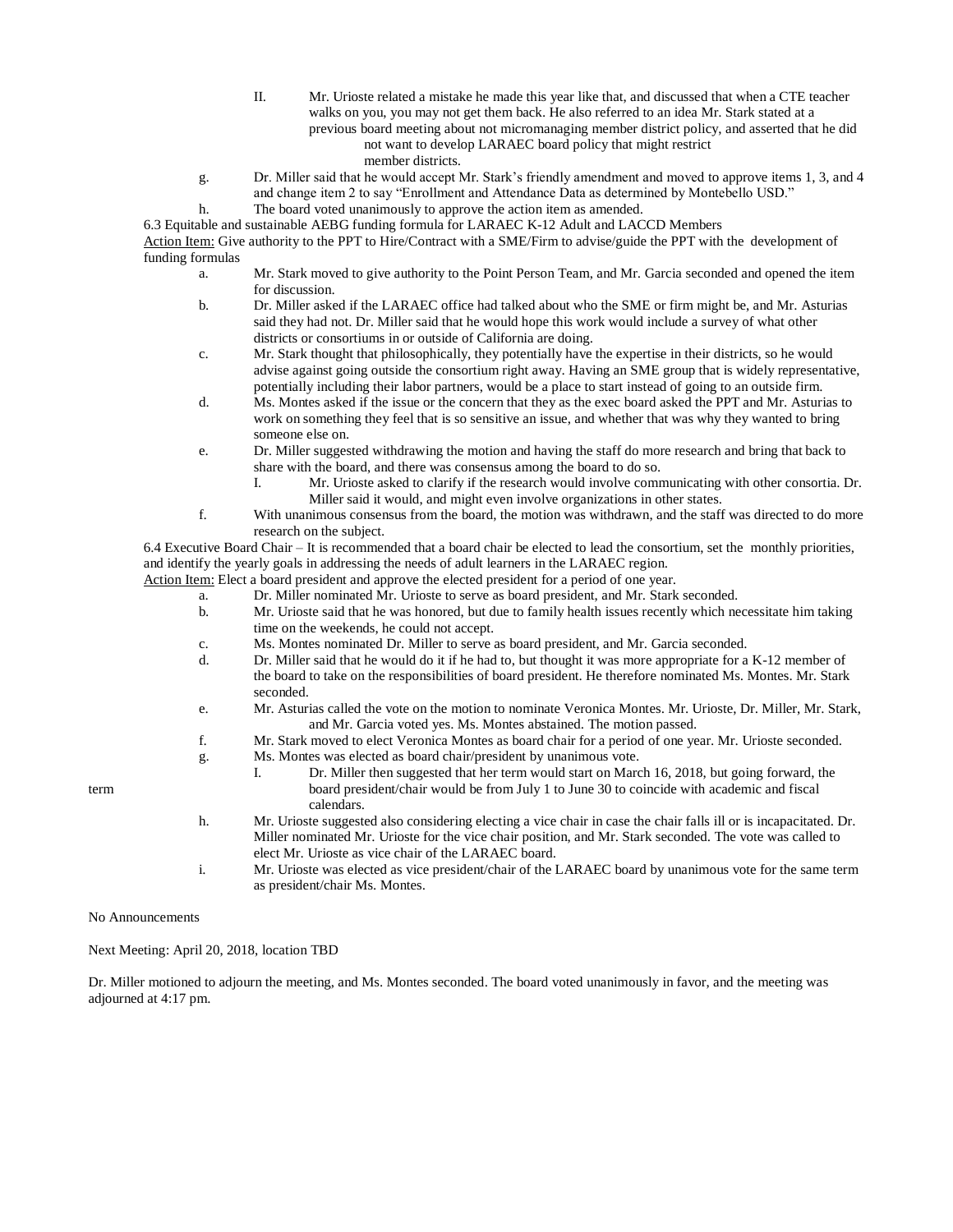II. Mr. Urioste related a mistake he made this year like that, and discussed that when a CTE teacher walks on you, you may not get them back. He also referred to an idea Mr. Stark stated at a previous board meeting about not micromanaging member district policy, and asserted that he did not want to develop LARAEC board policy that might restrict member districts.

g. Dr. Miller said that he would accept Mr. Stark's friendly amendment and moved to approve items 1, 3, and 4 and change item 2 to say "Enrollment and Attendance Data as determined by Montebello USD."

h. The board voted unanimously to approve the action item as amended.

6.3 Equitable and sustainable AEBG funding formula for LARAEC K-12 Adult and LACCD Members

Action Item: Give authority to the PPT to Hire/Contract with a SME/Firm to advise/guide the PPT with the development of funding formulas

a. Mr. Stark moved to give authority to the Point Person Team, and Mr. Garcia seconded and opened the item for discussion.

b. Dr. Miller asked if the LARAEC office had talked about who the SME or firm might be, and Mr. Asturias said they had not. Dr. Miller said that he would hope this work would include a survey of what other districts or consortiums in or outside of California are doing.

c. Mr. Stark thought that philosophically, they potentially have the expertise in their districts, so he would advise against going outside the consortium right away. Having an SME group that is widely representative, potentially including their labor partners, would be a place to start instead of going to an outside firm.

d. Ms. Montes asked if the issue or the concern that they as the exec board asked the PPT and Mr. Asturias to work on something they feel that is so sensitive an issue, and whether that was why they wanted to bring someone else on.

e. Dr. Miller suggested withdrawing the motion and having the staff do more research and bring that back to share with the board, and there was consensus among the board to do so.

I. Mr. Urioste asked to clarify if the research would involve communicating with other consortia. Dr. Miller said it would, and might even involve organizations in other states.

f. With unanimous consensus from the board, the motion was withdrawn, and the staff was directed to do more research on the subject.

6.4 Executive Board Chair – It is recommended that a board chair be elected to lead the consortium, set the monthly priorities, and identify the yearly goals in addressing the needs of adult learners in the LARAEC region.

Action Item: Elect a board president and approve the elected president for a period of one year.

a. Dr. Miller nominated Mr. Urioste to serve as board president, and Mr. Stark seconded.

b. Mr. Urioste said that he was honored, but due to family health issues recently which necessitate him taking time on the weekends, he could not accept.

c. Ms. Montes nominated Dr. Miller to serve as board president, and Mr. Garcia seconded.

d. Dr. Miller said that he would do it if he had to, but thought it was more appropriate for a K-12 member of the board to take on the responsibilities of board president. He therefore nominated Ms. Montes. Mr. Stark seconded.

e. Mr. Asturias called the vote on the motion to nominate Veronica Montes. Mr. Urioste, Dr. Miller, Mr. Stark, and Mr. Garcia voted yes. Ms. Montes abstained. The motion passed.

f. Mr. Stark moved to elect Veronica Montes as board chair for a period of one year. Mr. Urioste seconded.

g. Ms. Montes was elected as board chair/president by unanimous vote.

term

I. Dr. Miller then suggested that her term would start on March 16, 2018, but going forward, the board president/chair would be from July 1 to June 30 to coincide with academic and fiscal calendars.

h. Mr. Urioste suggested also considering electing a vice chair in case the chair falls ill or is incapacitated. Dr. Miller nominated Mr. Urioste for the vice chair position, and Mr. Stark seconded. The vote was called to elect Mr. Urioste as vice chair of the LARAEC board.

i. Mr. Urioste was elected as vice president/chair of the LARAEC board by unanimous vote for the same term as president/chair Ms. Montes.

No Announcements

Next Meeting: April 20, 2018, location TBD

Dr. Miller motioned to adjourn the meeting, and Ms. Montes seconded. The board voted unanimously in favor, and the meeting was adjourned at 4:17 pm.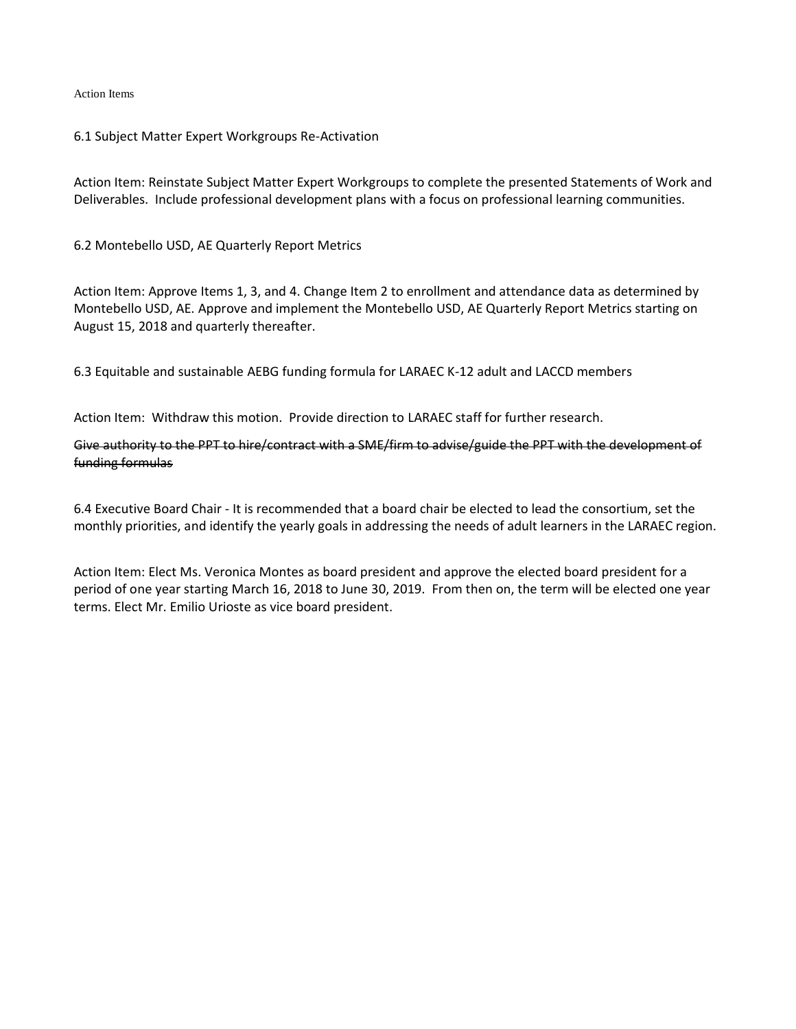Action Items

6.1 Subject Matter Expert Workgroups Re-Activation

Action Item: Reinstate Subject Matter Expert Workgroups to complete the presented Statements of Work and Deliverables. Include professional development plans with a focus on professional learning communities.

6.2 Montebello USD, AE Quarterly Report Metrics

Action Item: Approve Items 1, 3, and 4. Change Item 2 to enrollment and attendance data as determined by Montebello USD, AE. Approve and implement the Montebello USD, AE Quarterly Report Metrics starting on August 15, 2018 and quarterly thereafter.

6.3 Equitable and sustainable AEBG funding formula for LARAEC K-12 adult and LACCD members

Action Item: Withdraw this motion. Provide direction to LARAEC staff for further research.

~~Give authority to the PPT to hire/contract with a SME/firm to advise/guide the PPT with the development of funding formulas~~

6.4 Executive Board Chair - It is recommended that a board chair be elected to lead the consortium, set the monthly priorities, and identify the yearly goals in addressing the needs of adult learners in the LARAEC region.

Action Item: Elect Ms. Veronica Montes as board president and approve the elected board president for a period of one year starting March 16, 2018 to June 30, 2019. From then on, the term will be elected one year terms. Elect Mr. Emilio Urioste as vice board president.